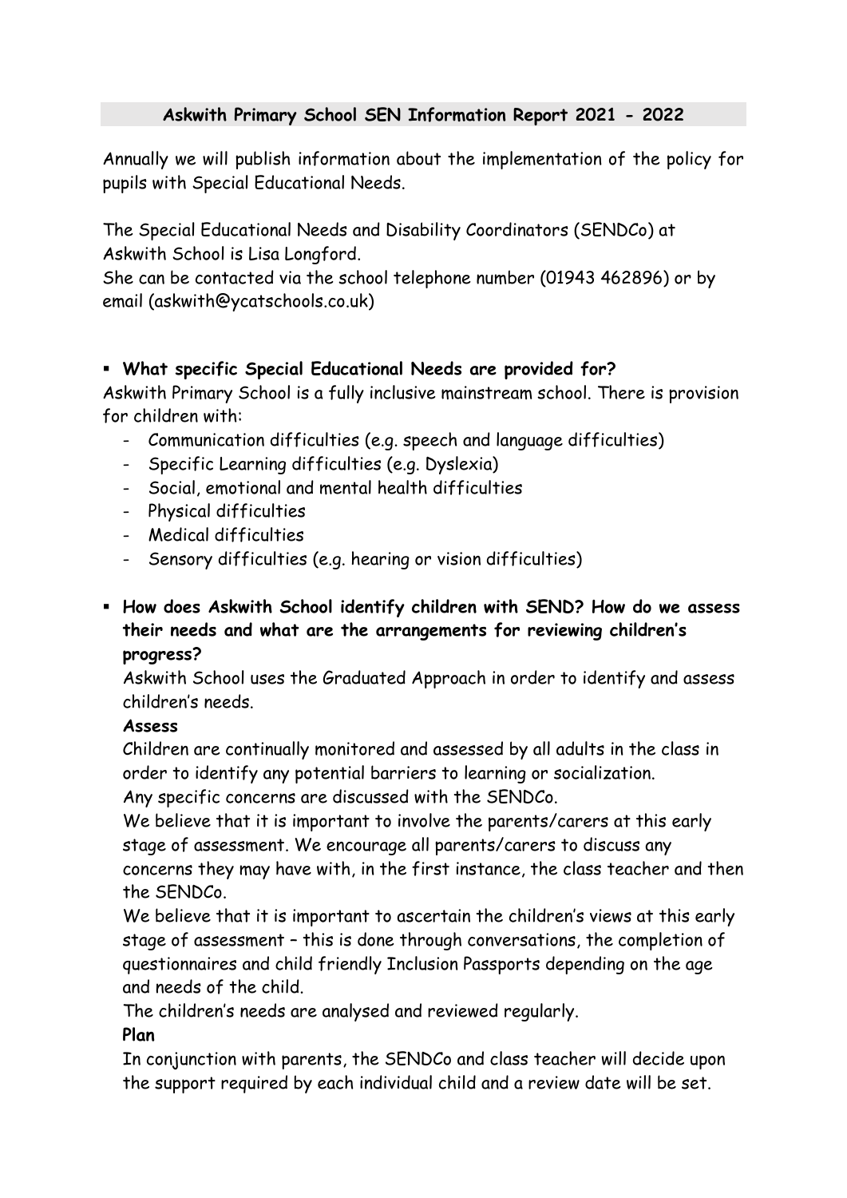# Askwith Primary School SEN Information Report 2021 - 2022

Annually we will publish information about the implementation of the policy for pupils with Special Educational Needs.

The Special Educational Needs and Disability Coordinators (SENDCo) at Askwith School is Lisa Longford.

She can be contacted via the school telephone number (01943 462896) or by email (askwith@ycatschools.co.uk)

- **What specific Special Educational Needs are provided for?**

Askwith Primary School is a fully inclusive mainstream school. There is provision for children with:

- Communication difficulties (e.g. speech and language difficulties)
- Specific Learning difficulties (e.g. Dyslexia)
- Social, emotional and mental health difficulties
- Physical difficulties
- Medical difficulties
- Sensory difficulties (e.g. hearing or vision difficulties)

- **How does Askwith School identify children with SEND? How do we assess their needs and what are the arrangements for reviewing children's progress?**

  Askwith School uses the Graduated Approach in order to identify and assess children's needs.

  **Assess**

  Children are continually monitored and assessed by all adults in the class in order to identify any potential barriers to learning or socialization.

  Any specific concerns are discussed with the SENDCo.

  We believe that it is important to involve the parents/carers at this early stage of assessment. We encourage all parents/carers to discuss any concerns they may have with, in the first instance, the class teacher and then the SENDCo.

  We believe that it is important to ascertain the children's views at this early stage of assessment – this is done through conversations, the completion of questionnaires and child friendly Inclusion Passports depending on the age and needs of the child.

  The children's needs are analysed and reviewed regularly.

  **Plan**

  In conjunction with parents, the SENDCo and class teacher will decide upon the support required by each individual child and a review date will be set.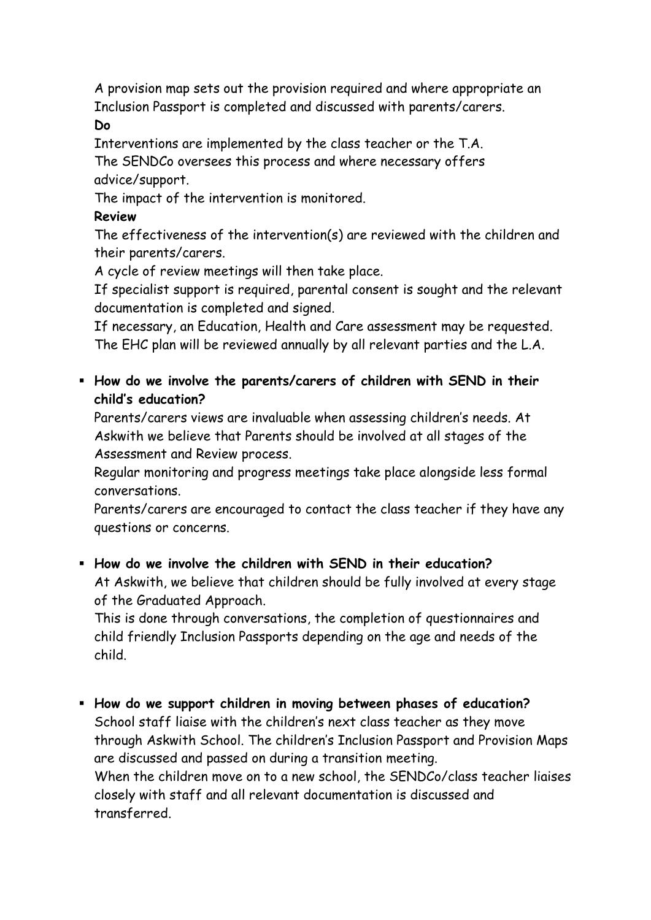A provision map sets out the provision required and where appropriate an Inclusion Passport is completed and discussed with parents/carers.

**Do**

Interventions are implemented by the class teacher or the T.A.

The SENDCo oversees this process and where necessary offers advice/support.

The impact of the intervention is monitored.

**Review**

The effectiveness of the intervention(s) are reviewed with the children and their parents/carers.

A cycle of review meetings will then take place.

If specialist support is required, parental consent is sought and the relevant documentation is completed and signed.

If necessary, an Education, Health and Care assessment may be requested.

The EHC plan will be reviewed annually by all relevant parties and the L.A.

- **How do we involve the parents/carers of children with SEND in their child's education?**

  Parents/carers views are invaluable when assessing children's needs. At Askwith we believe that Parents should be involved at all stages of the Assessment and Review process.

  Regular monitoring and progress meetings take place alongside less formal conversations.

  Parents/carers are encouraged to contact the class teacher if they have any questions or concerns.

- **How do we involve the children with SEND in their education?**

  At Askwith, we believe that children should be fully involved at every stage of the Graduated Approach.

  This is done through conversations, the completion of questionnaires and child friendly Inclusion Passports depending on the age and needs of the child.

- **How do we support children in moving between phases of education?**

  School staff liaise with the children's next class teacher as they move through Askwith School. The children's Inclusion Passport and Provision Maps are discussed and passed on during a transition meeting.

  When the children move on to a new school, the SENDCo/class teacher liaises closely with staff and all relevant documentation is discussed and transferred.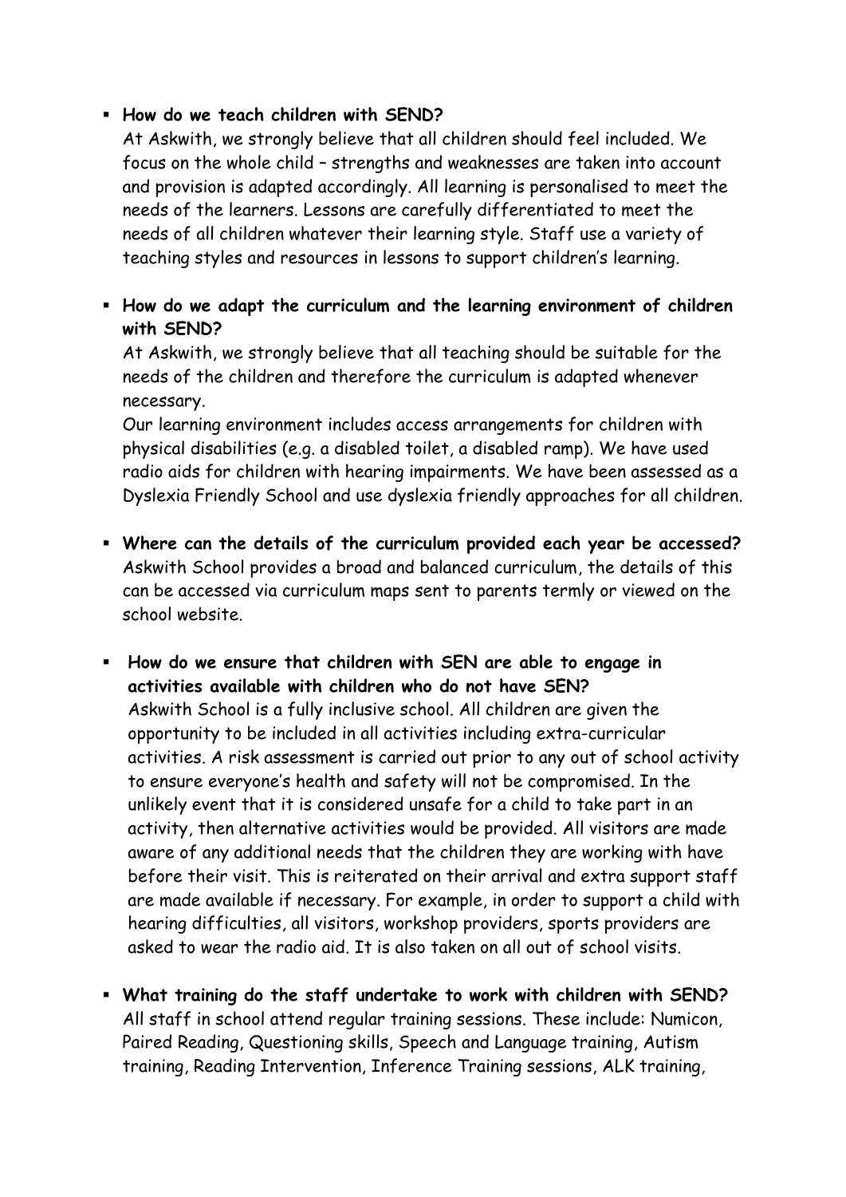- **How do we teach children with SEND?**

  At Askwith, we strongly believe that all children should feel included. We focus on the whole child – strengths and weaknesses are taken into account and provision is adapted accordingly. All learning is personalised to meet the needs of the learners. Lessons are carefully differentiated to meet the needs of all children whatever their learning style. Staff use a variety of teaching styles and resources in lessons to support children's learning.

- **How do we adapt the curriculum and the learning environment of children with SEND?**

  At Askwith, we strongly believe that all teaching should be suitable for the needs of the children and therefore the curriculum is adapted whenever necessary.

  Our learning environment includes access arrangements for children with physical disabilities (e.g. a disabled toilet, a disabled ramp). We have used radio aids for children with hearing impairments. We have been assessed as a Dyslexia Friendly School and use dyslexia friendly approaches for all children.

- **Where can the details of the curriculum provided each year be accessed?**

  Askwith School provides a broad and balanced curriculum, the details of this can be accessed via curriculum maps sent to parents termly or viewed on the school website.

- **How do we ensure that children with SEN are able to engage in activities available with children who do not have SEN?**

  Askwith School is a fully inclusive school. All children are given the opportunity to be included in all activities including extra-curricular activities. A risk assessment is carried out prior to any out of school activity to ensure everyone's health and safety will not be compromised. In the unlikely event that it is considered unsafe for a child to take part in an activity, then alternative activities would be provided. All visitors are made aware of any additional needs that the children they are working with have before their visit. This is reiterated on their arrival and extra support staff are made available if necessary. For example, in order to support a child with hearing difficulties, all visitors, workshop providers, sports providers are asked to wear the radio aid. It is also taken on all out of school visits.

- **What training do the staff undertake to work with children with SEND?**

  All staff in school attend regular training sessions. These include: Numicon, Paired Reading, Questioning skills, Speech and Language training, Autism training, Reading Intervention, Inference Training sessions, ALK training,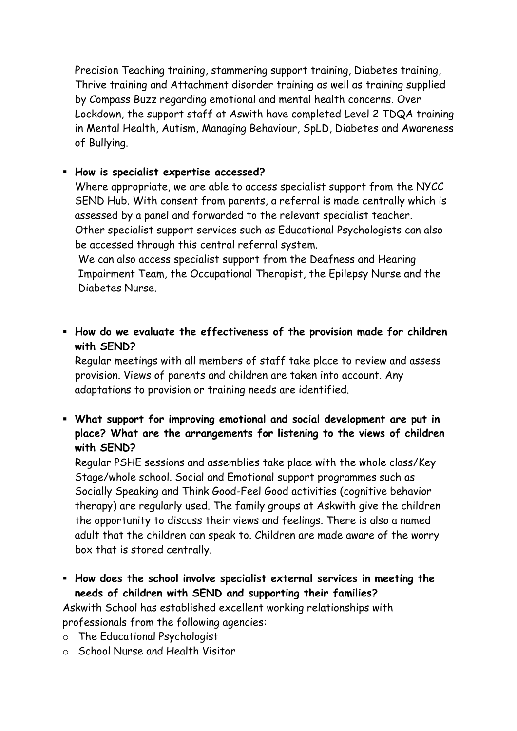Precision Teaching training, stammering support training, Diabetes training, Thrive training and Attachment disorder training as well as training supplied by Compass Buzz regarding emotional and mental health concerns. Over Lockdown, the support staff at Aswith have completed Level 2 TDQA training in Mental Health, Autism, Managing Behaviour, SpLD, Diabetes and Awareness of Bullying.

- **How is specialist expertise accessed?**
  Where appropriate, we are able to access specialist support from the NYCC SEND Hub. With consent from parents, a referral is made centrally which is assessed by a panel and forwarded to the relevant specialist teacher. Other specialist support services such as Educational Psychologists can also be accessed through this central referral system.
  We can also access specialist support from the Deafness and Hearing Impairment Team, the Occupational Therapist, the Epilepsy Nurse and the Diabetes Nurse.

- **How do we evaluate the effectiveness of the provision made for children with SEND?**
  Regular meetings with all members of staff take place to review and assess provision. Views of parents and children are taken into account. Any adaptations to provision or training needs are identified.

- **What support for improving emotional and social development are put in place? What are the arrangements for listening to the views of children with SEND?**
  Regular PSHE sessions and assemblies take place with the whole class/Key Stage/whole school. Social and Emotional support programmes such as Socially Speaking and Think Good-Feel Good activities (cognitive behavior therapy) are regularly used. The family groups at Askwith give the children the opportunity to discuss their views and feelings. There is also a named adult that the children can speak to. Children are made aware of the worry box that is stored centrally.

- **How does the school involve specialist external services in meeting the needs of children with SEND and supporting their families?**

Askwith School has established excellent working relationships with professionals from the following agencies:

- The Educational Psychologist
- School Nurse and Health Visitor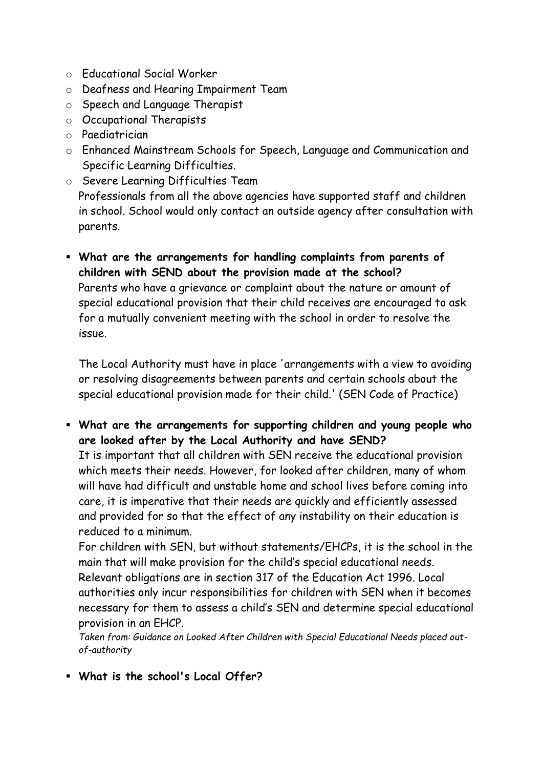- Educational Social Worker
- Deafness and Hearing Impairment Team
- Speech and Language Therapist
- Occupational Therapists
- Paediatrician
- Enhanced Mainstream Schools for Speech, Language and Communication and Specific Learning Difficulties.
- Severe Learning Difficulties Team

Professionals from all the above agencies have supported staff and children in school. School would only contact an outside agency after consultation with parents.

- **What are the arrangements for handling complaints from parents of children with SEND about the provision made at the school?**

  Parents who have a grievance or complaint about the nature or amount of special educational provision that their child receives are encouraged to ask for a mutually convenient meeting with the school in order to resolve the issue.

  The Local Authority must have in place 'arrangements with a view to avoiding or resolving disagreements between parents and certain schools about the special educational provision made for their child.' (SEN Code of Practice)

- **What are the arrangements for supporting children and young people who are looked after by the Local Authority and have SEND?**

  It is important that all children with SEN receive the educational provision which meets their needs. However, for looked after children, many of whom will have had difficult and unstable home and school lives before coming into care, it is imperative that their needs are quickly and efficiently assessed and provided for so that the effect of any instability on their education is reduced to a minimum.

  For children with SEN, but without statements/EHCPs, it is the school in the main that will make provision for the child's special educational needs. Relevant obligations are in section 317 of the Education Act 1996. Local authorities only incur responsibilities for children with SEN when it becomes necessary for them to assess a child's SEN and determine special educational provision in an EHCP.

  *Taken from: Guidance on Looked After Children with Special Educational Needs placed out-of-authority*

- **What is the school's Local Offer?**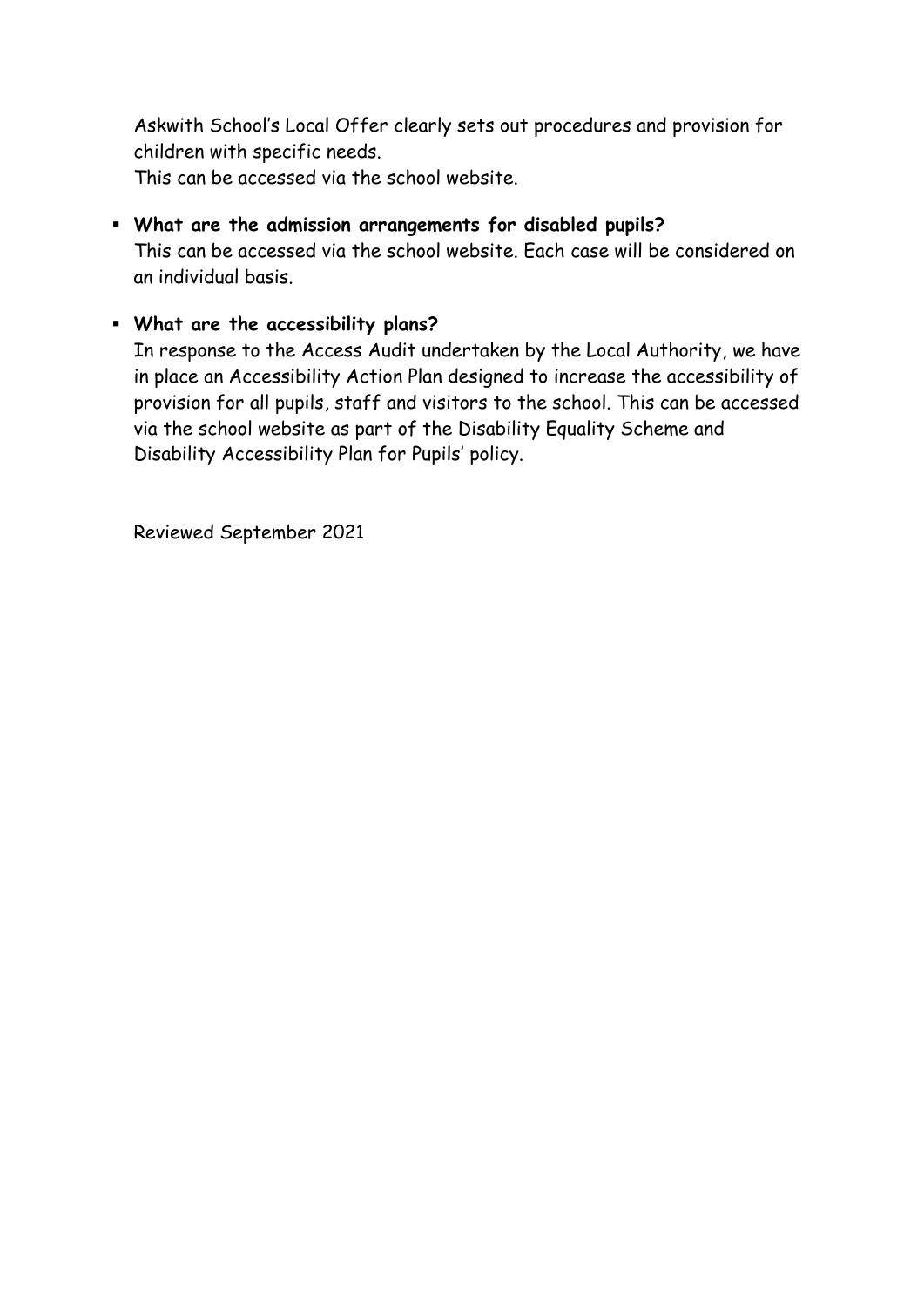Askwith School's Local Offer clearly sets out procedures and provision for children with specific needs.
This can be accessed via the school website.

- **What are the admission arrangements for disabled pupils?**
  This can be accessed via the school website. Each case will be considered on an individual basis.

- **What are the accessibility plans?**
  In response to the Access Audit undertaken by the Local Authority, we have in place an Accessibility Action Plan designed to increase the accessibility of provision for all pupils, staff and visitors to the school. This can be accessed via the school website as part of the Disability Equality Scheme and Disability Accessibility Plan for Pupils' policy.

Reviewed September 2021